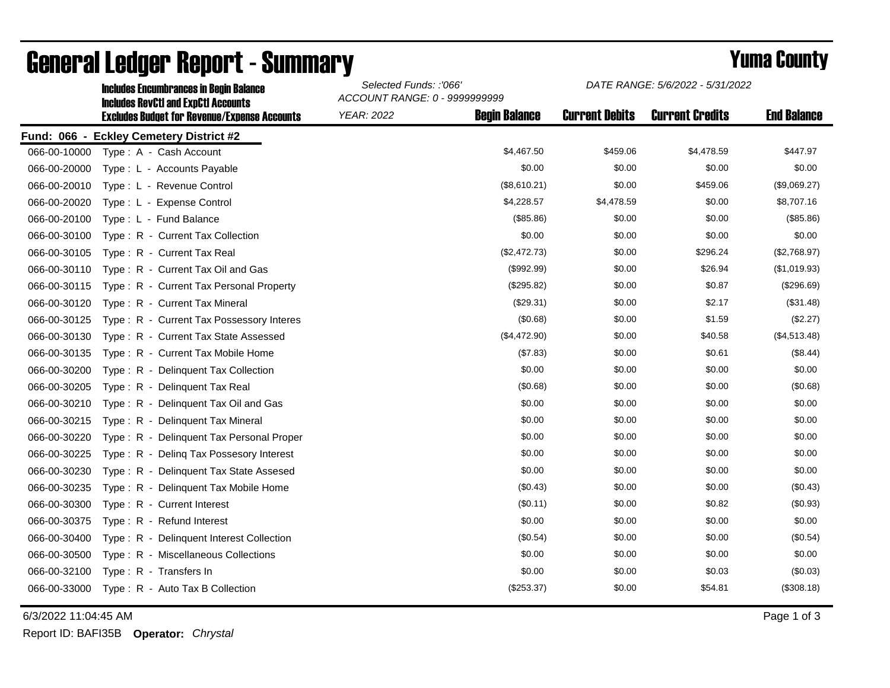# General Ledger Report - Summary

## Yuma County

**Includes Encumbrances in Begin Balance**
**Includes RevCtl and ExpCtl Accounts**
**Excludes Budget for Revenue/Expense Accounts**

*Selected Funds: :'066'*
*ACCOUNT RANGE: 0 - 9999999999*
*YEAR: 2022*

*DATE RANGE: 5/6/2022 - 5/31/2022*

**Fund: 066 - Eckley Cemetery District #2**

| Account | Description | Begin Balance | Current Debits | Current Credits | End Balance |
|---|---|---|---|---|---|
| 066-00-10000 | Type : A - Cash Account | $4,467.50 | $459.06 | $4,478.59 | $447.97 |
| 066-00-20000 | Type : L - Accounts Payable | $0.00 | $0.00 | $0.00 | $0.00 |
| 066-00-20010 | Type : L - Revenue Control | ($8,610.21) | $0.00 | $459.06 | ($9,069.27) |
| 066-00-20020 | Type : L - Expense Control | $4,228.57 | $4,478.59 | $0.00 | $8,707.16 |
| 066-00-20100 | Type : L - Fund Balance | ($85.86) | $0.00 | $0.00 | ($85.86) |
| 066-00-30100 | Type : R - Current Tax Collection | $0.00 | $0.00 | $0.00 | $0.00 |
| 066-00-30105 | Type : R - Current Tax Real | ($2,472.73) | $0.00 | $296.24 | ($2,768.97) |
| 066-00-30110 | Type : R - Current Tax Oil and Gas | ($992.99) | $0.00 | $26.94 | ($1,019.93) |
| 066-00-30115 | Type : R - Current Tax Personal Property | ($295.82) | $0.00 | $0.87 | ($296.69) |
| 066-00-30120 | Type : R - Current Tax Mineral | ($29.31) | $0.00 | $2.17 | ($31.48) |
| 066-00-30125 | Type : R - Current Tax Possessory Interes | ($0.68) | $0.00 | $1.59 | ($2.27) |
| 066-00-30130 | Type : R - Current Tax State Assessed | ($4,472.90) | $0.00 | $40.58 | ($4,513.48) |
| 066-00-30135 | Type : R - Current Tax Mobile Home | ($7.83) | $0.00 | $0.61 | ($8.44) |
| 066-00-30200 | Type : R - Delinquent Tax Collection | $0.00 | $0.00 | $0.00 | $0.00 |
| 066-00-30205 | Type : R - Delinquent Tax Real | ($0.68) | $0.00 | $0.00 | ($0.68) |
| 066-00-30210 | Type : R - Delinquent Tax Oil and Gas | $0.00 | $0.00 | $0.00 | $0.00 |
| 066-00-30215 | Type : R - Delinquent Tax Mineral | $0.00 | $0.00 | $0.00 | $0.00 |
| 066-00-30220 | Type : R - Delinquent Tax Personal Proper | $0.00 | $0.00 | $0.00 | $0.00 |
| 066-00-30225 | Type : R - Delinq Tax Possesory Interest | $0.00 | $0.00 | $0.00 | $0.00 |
| 066-00-30230 | Type : R - Delinquent Tax State Assesed | $0.00 | $0.00 | $0.00 | $0.00 |
| 066-00-30235 | Type : R - Delinquent Tax Mobile Home | ($0.43) | $0.00 | $0.00 | ($0.43) |
| 066-00-30300 | Type : R - Current Interest | ($0.11) | $0.00 | $0.82 | ($0.93) |
| 066-00-30375 | Type : R - Refund Interest | $0.00 | $0.00 | $0.00 | $0.00 |
| 066-00-30400 | Type : R - Delinquent Interest Collection | ($0.54) | $0.00 | $0.00 | ($0.54) |
| 066-00-30500 | Type : R - Miscellaneous Collections | $0.00 | $0.00 | $0.00 | $0.00 |
| 066-00-32100 | Type : R - Transfers In | $0.00 | $0.00 | $0.03 | ($0.03) |
| 066-00-33000 | Type : R - Auto Tax B Collection | ($253.37) | $0.00 | $54.81 | ($308.18) |

6/3/2022 11:04:45 AM

Report ID: BAFI35B **Operator:** *Chrystal*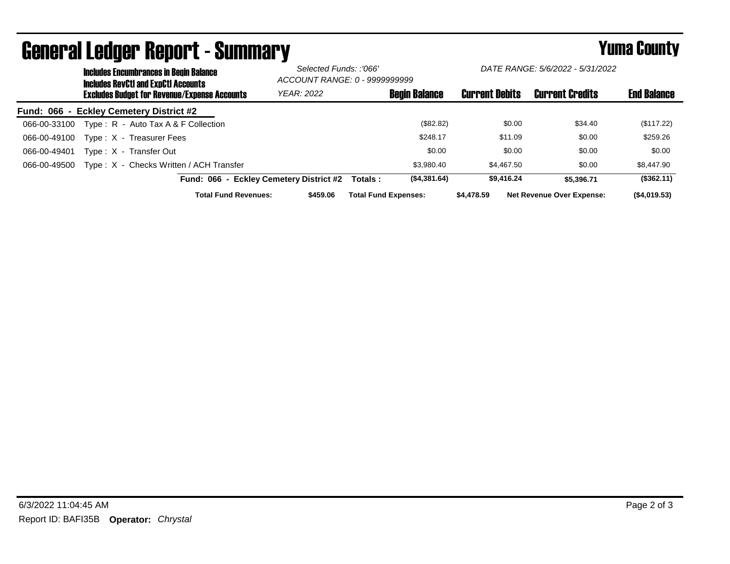# General Ledger Report - Summary

## Yuma County

**Includes Encumbrances in Begin Balance**
**Includes RevCtl and ExpCtl Accounts**
**Excludes Budget for Revenue/Expense Accounts**

*Selected Funds: :'066'*
*ACCOUNT RANGE: 0 - 9999999999*
*YEAR: 2022*
*DATE RANGE: 5/6/2022 - 5/31/2022*

**Fund: 066 - Eckley Cemetery District #2**

| Account | Description | Begin Balance | Current Debits | Current Credits | End Balance |
|---|---|---|---|---|---|
| 066-00-33100 | Type : R - Auto Tax A & F Collection | ($82.82) | $0.00 | $34.40 | ($117.22) |
| 066-00-49100 | Type : X - Treasurer Fees | $248.17 | $11.09 | $0.00 | $259.26 |
| 066-00-49401 | Type : X - Transfer Out | $0.00 | $0.00 | $0.00 | $0.00 |
| 066-00-49500 | Type : X - Checks Written / ACH Transfer | $3,980.40 | $4,467.50 | $0.00 | $8,447.90 |
| | **Fund: 066 - Eckley Cemetery District #2 Totals :** | **($4,381.64)** | **$9,416.24** | **$5,396.71** | **($362.11)** |

**Total Fund Revenues:** **$459.06** **Total Fund Expenses:** **$4,478.59** **Net Revenue Over Expense:** **($4,019.53)**

6/3/2022 11:04:45 AM
Report ID: BAFI35B **Operator:** *Chrystal*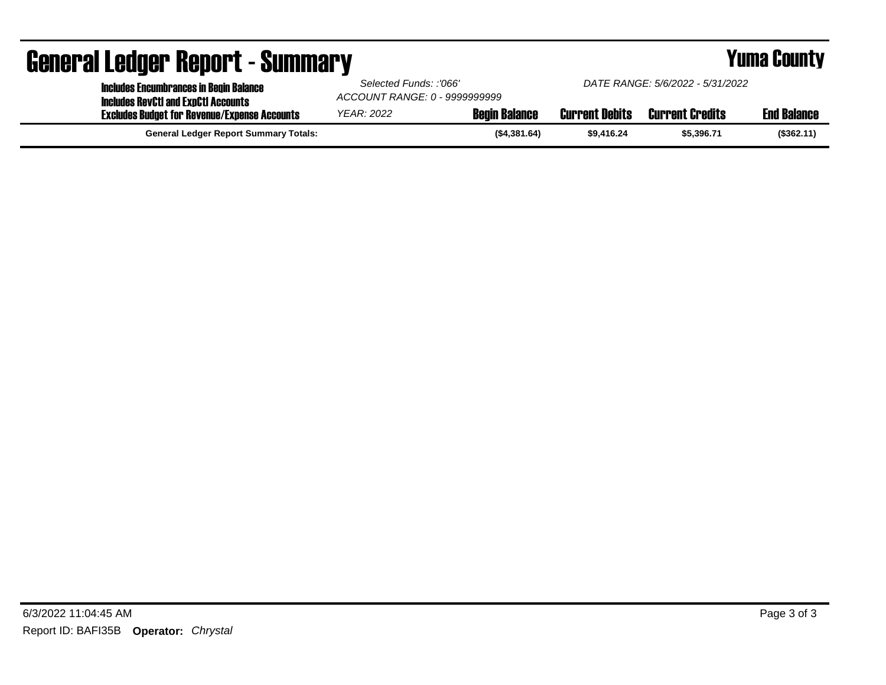# General Ledger Report - Summary

**Yuma County**

**Includes Encumbrances in Begin Balance**
**Includes RevCtl and ExpCtl Accounts**
**Excludes Budget for Revenue/Expense Accounts**

*Selected Funds: :'066'*
*ACCOUNT RANGE: 0 - 9999999999*
*YEAR: 2022*

*DATE RANGE: 5/6/2022 - 5/31/2022*

| | Begin Balance | Current Debits | Current Credits | End Balance |
|---|---|---|---|---|
| **General Ledger Report Summary Totals:** | **($4,381.64)** | **$9,416.24** | **$5,396.71** | **($362.11)** |

6/3/2022 11:04:45 AM

Report ID: BAFI35B **Operator:** *Chrystal*